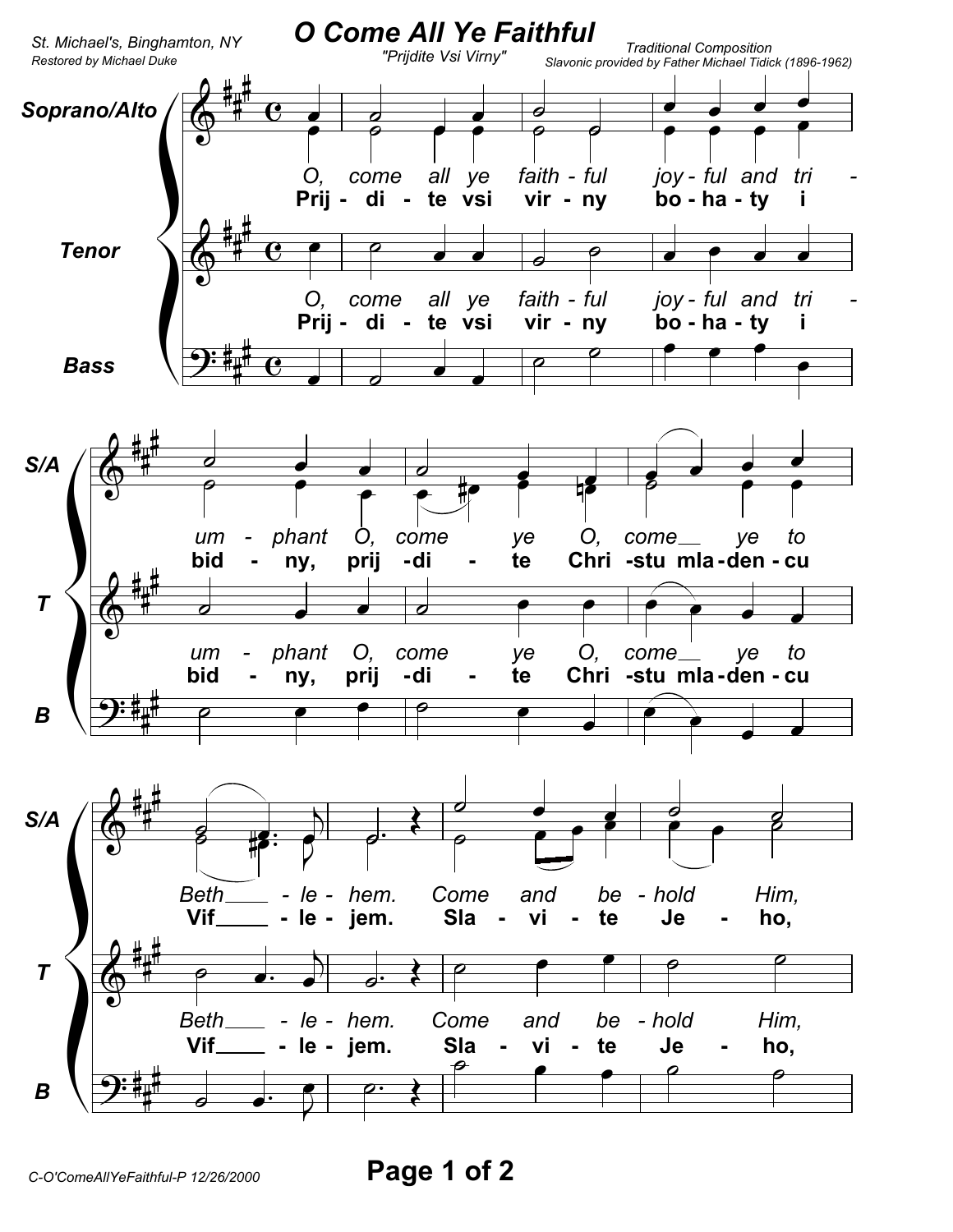# O Come All Ye Faithful

*"Prijdite Vsi Virny"*

*St. Michael's, Binghamton, NY*
*Restored by Michael Duke*

*Traditional Composition*
*Slavonic provided by Father Michael Tidick (1896-1962)*

Soprano/Alto

Tenor

Bass

*O, come all ye faith - ful joy - ful and tri - um - phant O, come ye O, come ye to Beth - le - hem. Come and be - hold Him,*

**Prij - di - te vsi vir - ny bo - ha - ty i bid - ny, prij - di - te Chri - stu mla - den - cu Vif - le - jem. Sla - vi - te Je - ho,**

C-O'ComeAllYeFaithful-P 12/26/2000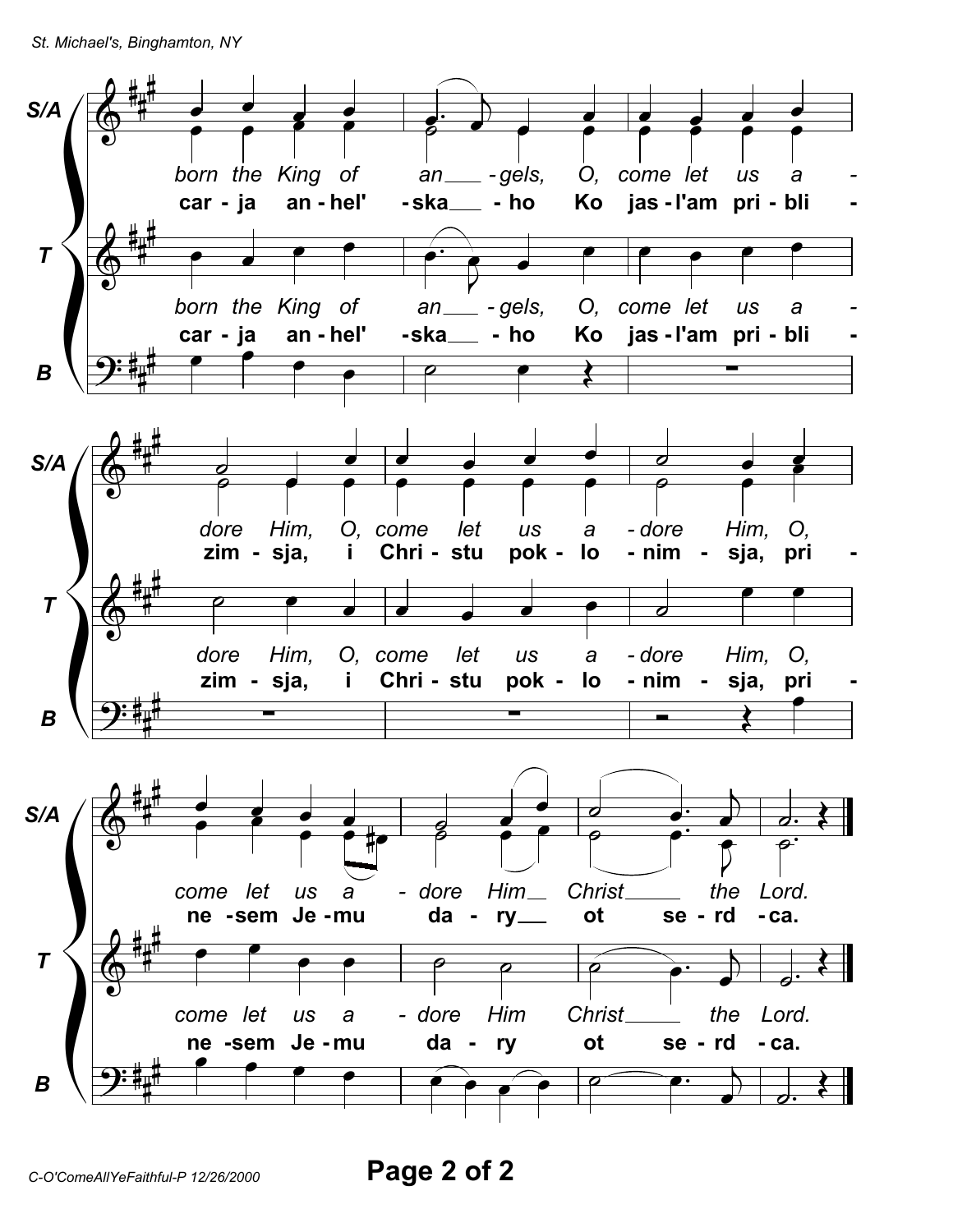born the King of an - gels, O, come let us a - dore Him, O, come let us a - dore Him, O, come let us a - dore Him Christ the Lord.

car - ja an - hel' - ska - ho Ko jas - l'am pri - bli - zim - sja, i Chri - stu pok - lo - nim - sja, pri - ne - sem Je - mu da - ry ot se - rd - ca.